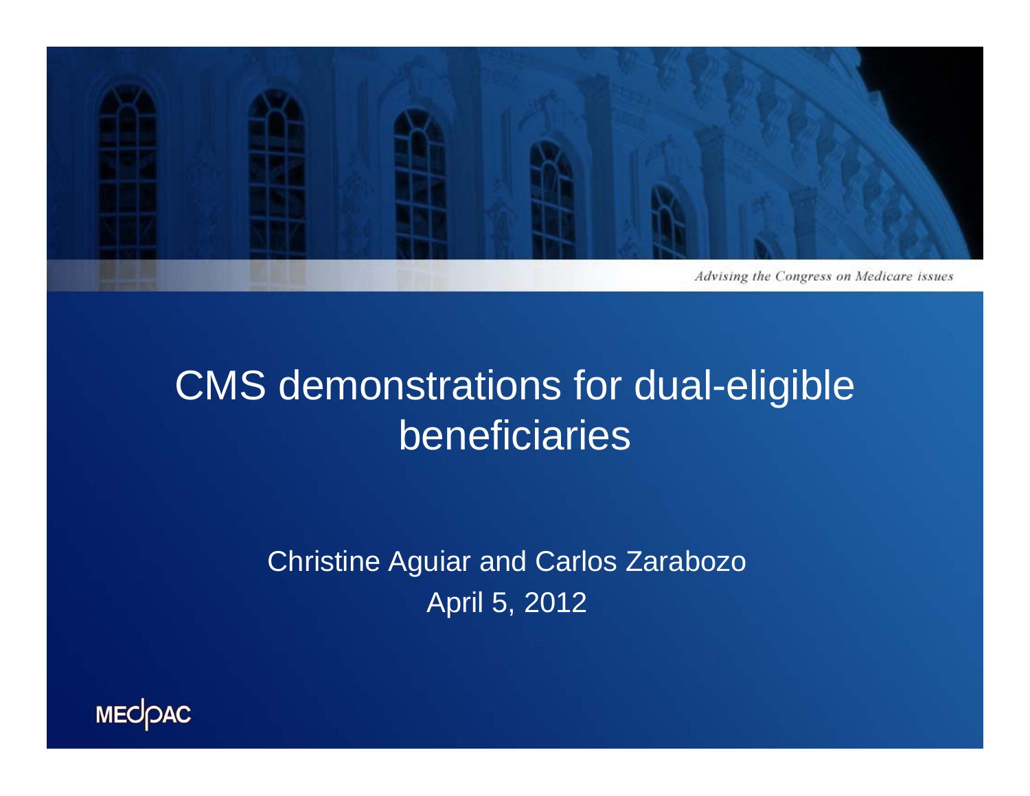*Advising the Congress on Medicare issues*

# CMS demonstrations for dual-eligible beneficiaries

Christine Aguiar and Carlos Zarabozo

April 5, 2012

MEDPAC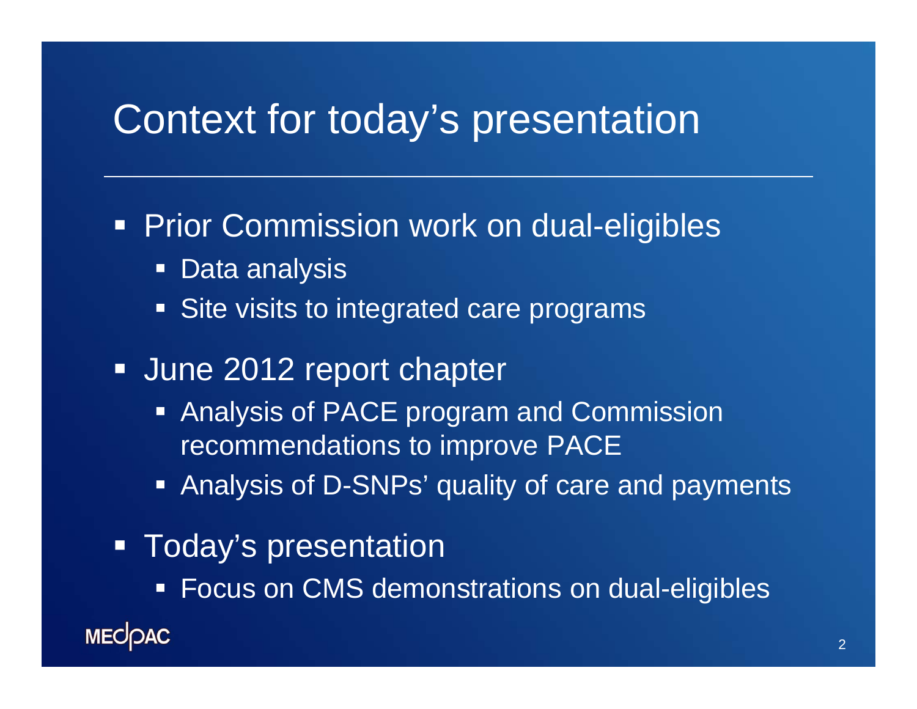# Context for today's presentation

- Prior Commission work on dual-eligibles
  - Data analysis
  - Site visits to integrated care programs
- June 2012 report chapter
  - Analysis of PACE program and Commission recommendations to improve PACE
  - Analysis of D-SNPs' quality of care and payments
- Today's presentation
  - Focus on CMS demonstrations on dual-eligibles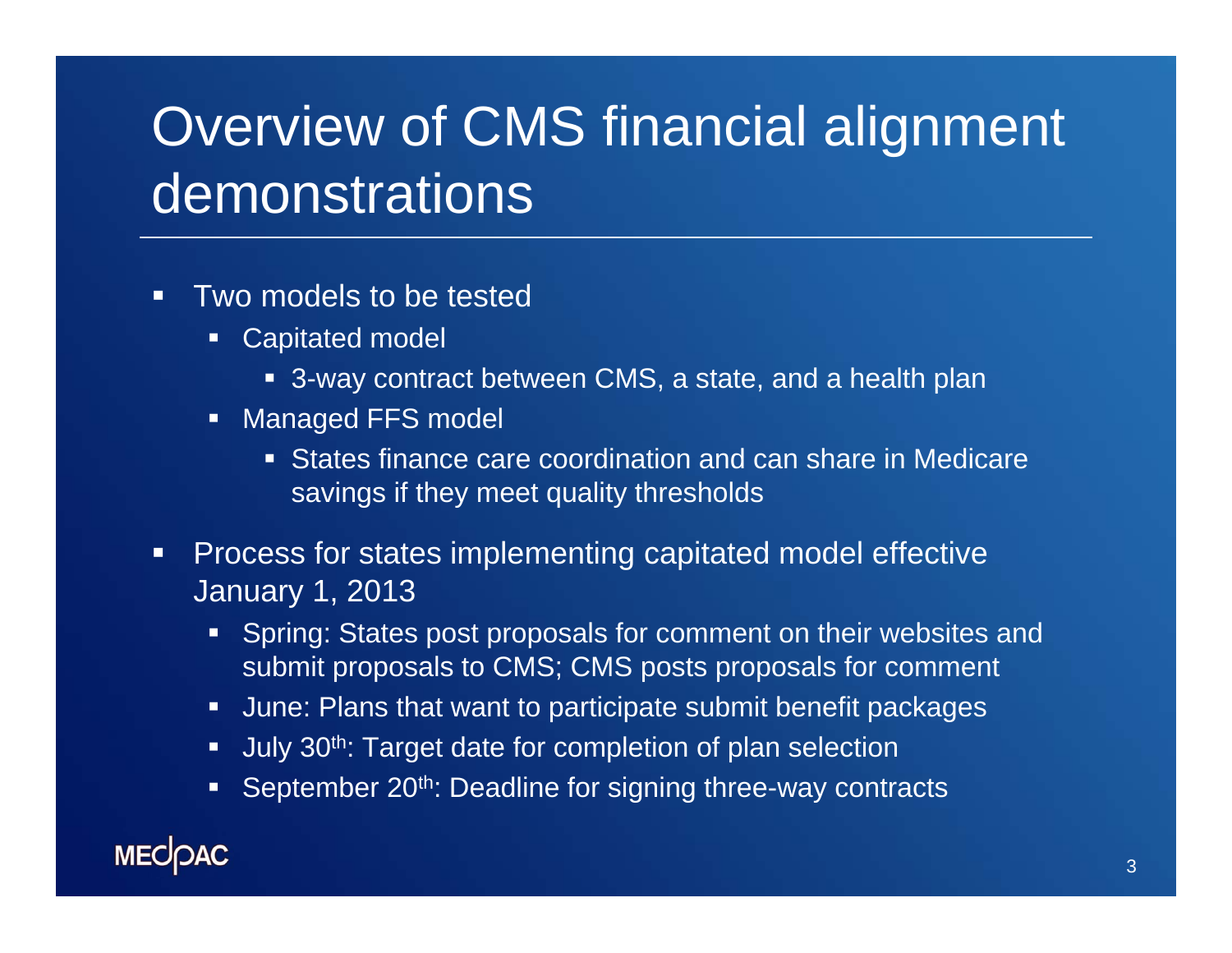# Overview of CMS financial alignment demonstrations

- Two models to be tested
  - Capitated model
    - 3-way contract between CMS, a state, and a health plan
  - Managed FFS model
    - States finance care coordination and can share in Medicare savings if they meet quality thresholds
- Process for states implementing capitated model effective January 1, 2013
  - Spring: States post proposals for comment on their websites and submit proposals to CMS; CMS posts proposals for comment
  - June: Plans that want to participate submit benefit packages
  - July 30th: Target date for completion of plan selection
  - September 20th: Deadline for signing three-way contracts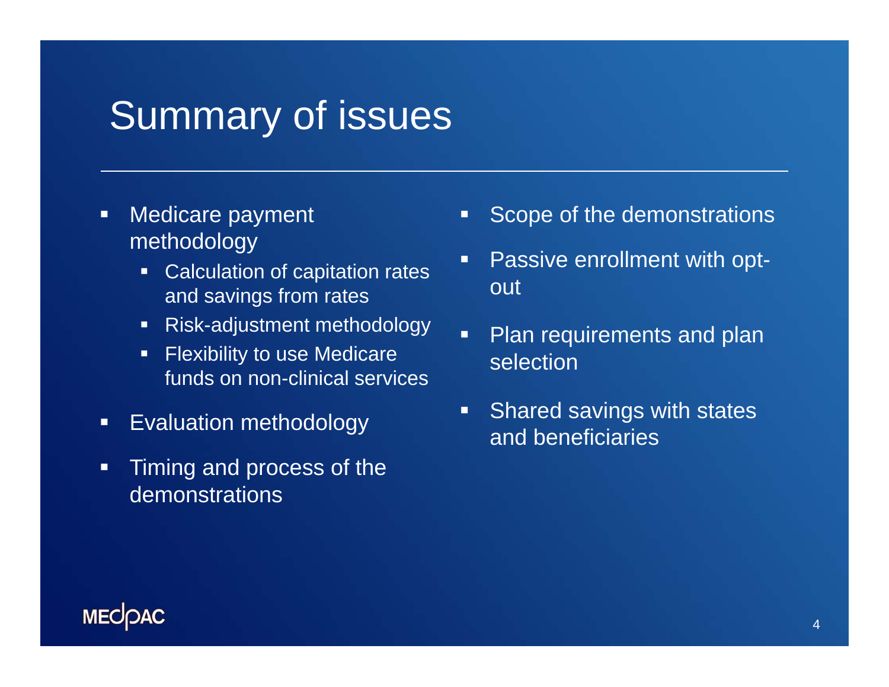# Summary of issues

- Medicare payment methodology
  - Calculation of capitation rates and savings from rates
  - Risk-adjustment methodology
  - Flexibility to use Medicare funds on non-clinical services
- Evaluation methodology
- Timing and process of the demonstrations
- Scope of the demonstrations
- Passive enrollment with opt-out
- Plan requirements and plan selection
- Shared savings with states and beneficiaries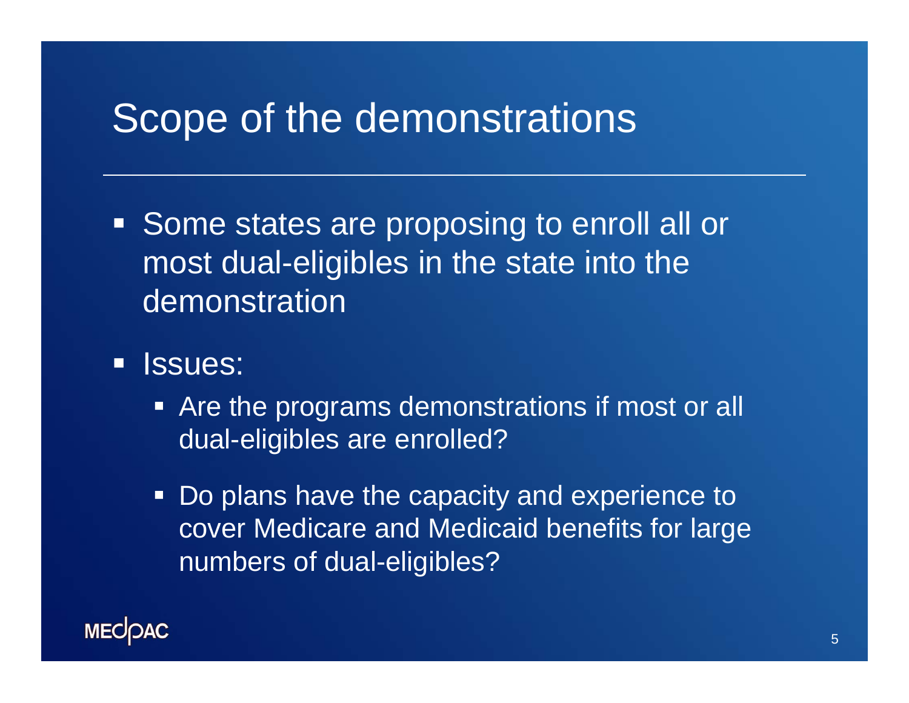# Scope of the demonstrations

- Some states are proposing to enroll all or most dual-eligibles in the state into the demonstration
- Issues:
  - Are the programs demonstrations if most or all dual-eligibles are enrolled?
  - Do plans have the capacity and experience to cover Medicare and Medicaid benefits for large numbers of dual-eligibles?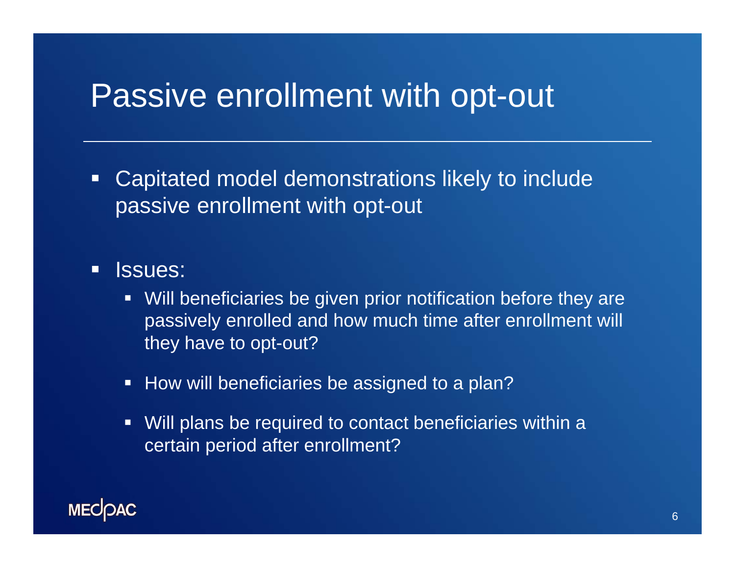# Passive enrollment with opt-out

- Capitated model demonstrations likely to include passive enrollment with opt-out
- Issues:
  - Will beneficiaries be given prior notification before they are passively enrolled and how much time after enrollment will they have to opt-out?
  - How will beneficiaries be assigned to a plan?
  - Will plans be required to contact beneficiaries within a certain period after enrollment?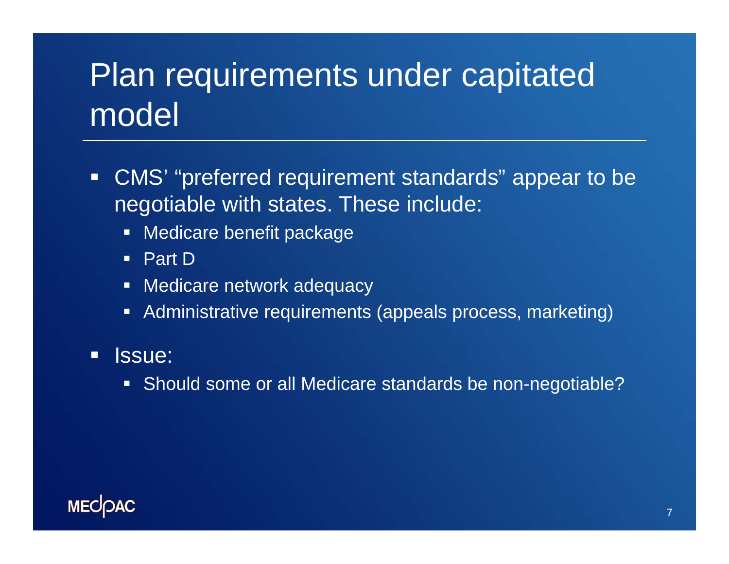# Plan requirements under capitated model

- CMS' "preferred requirement standards" appear to be negotiable with states. These include:
  - Medicare benefit package
  - Part D
  - Medicare network adequacy
  - Administrative requirements (appeals process, marketing)
- Issue:
  - Should some or all Medicare standards be non-negotiable?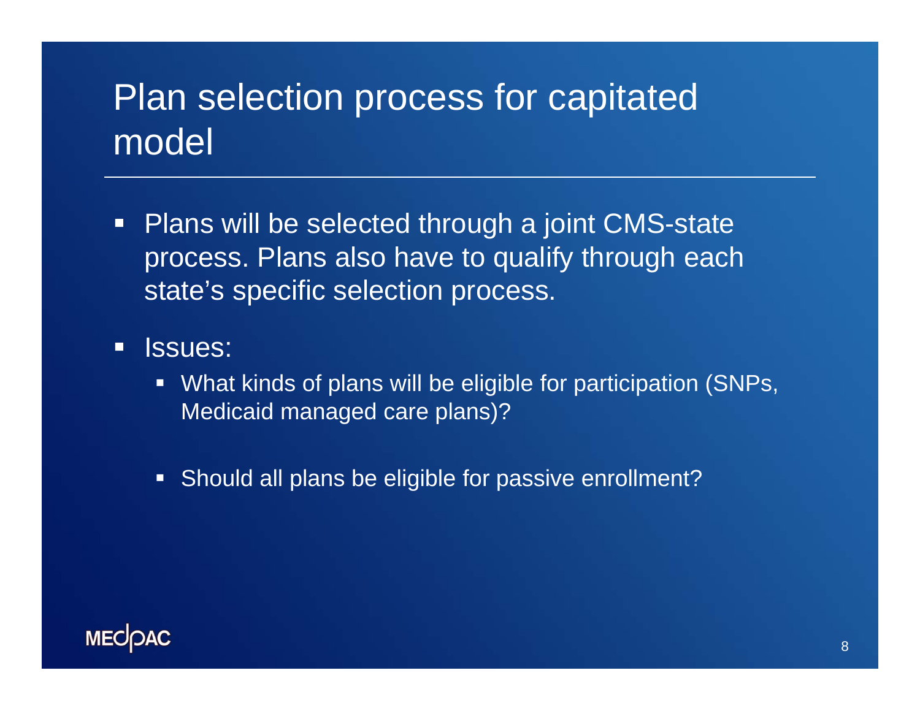# Plan selection process for capitated model

- Plans will be selected through a joint CMS-state process. Plans also have to qualify through each state's specific selection process.
- Issues:
  - What kinds of plans will be eligible for participation (SNPs, Medicaid managed care plans)?
  - Should all plans be eligible for passive enrollment?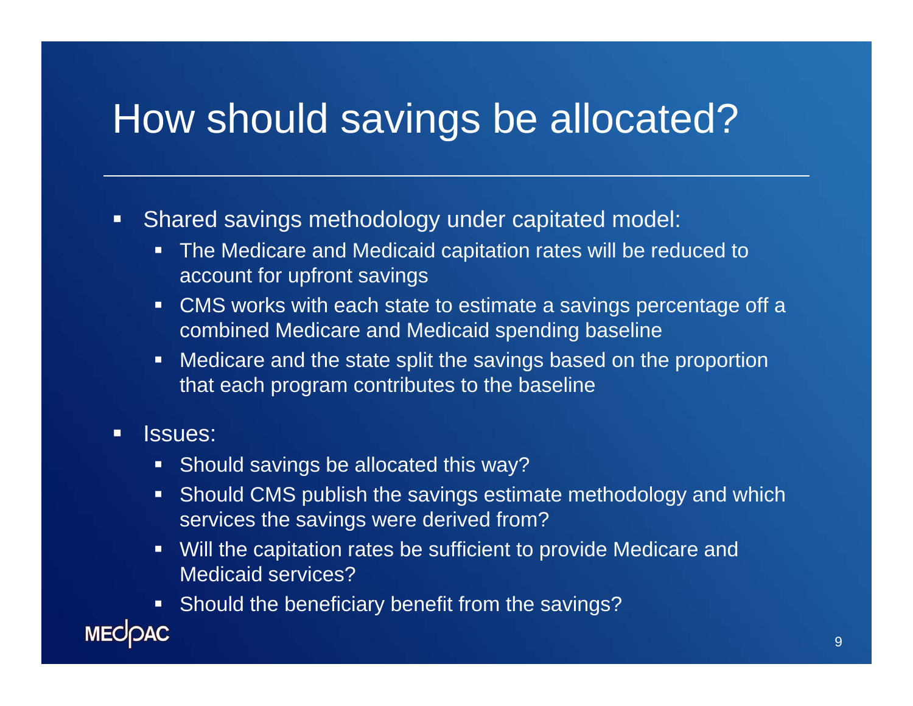# How should savings be allocated?

- Shared savings methodology under capitated model:
  - The Medicare and Medicaid capitation rates will be reduced to account for upfront savings
  - CMS works with each state to estimate a savings percentage off a combined Medicare and Medicaid spending baseline
  - Medicare and the state split the savings based on the proportion that each program contributes to the baseline
- Issues:
  - Should savings be allocated this way?
  - Should CMS publish the savings estimate methodology and which services the savings were derived from?
  - Will the capitation rates be sufficient to provide Medicare and Medicaid services?
  - Should the beneficiary benefit from the savings?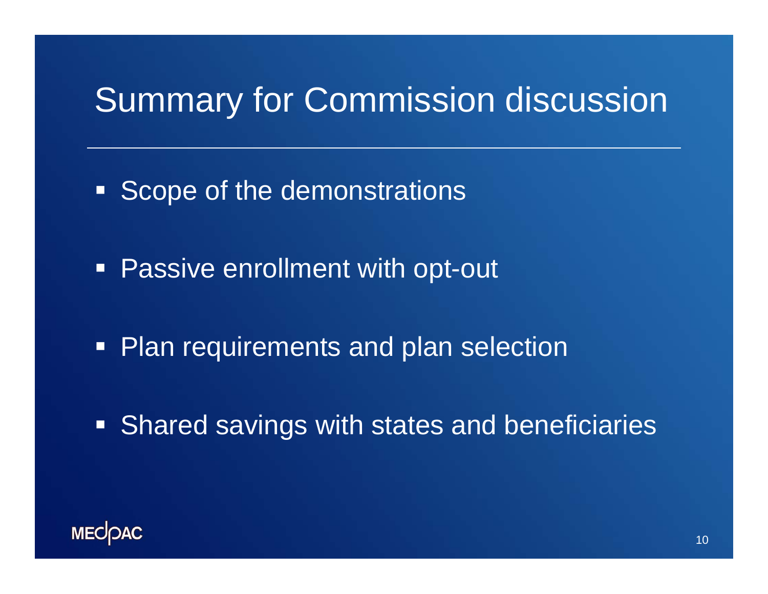# Summary for Commission discussion

- Scope of the demonstrations
- Passive enrollment with opt-out
- Plan requirements and plan selection
- Shared savings with states and beneficiaries